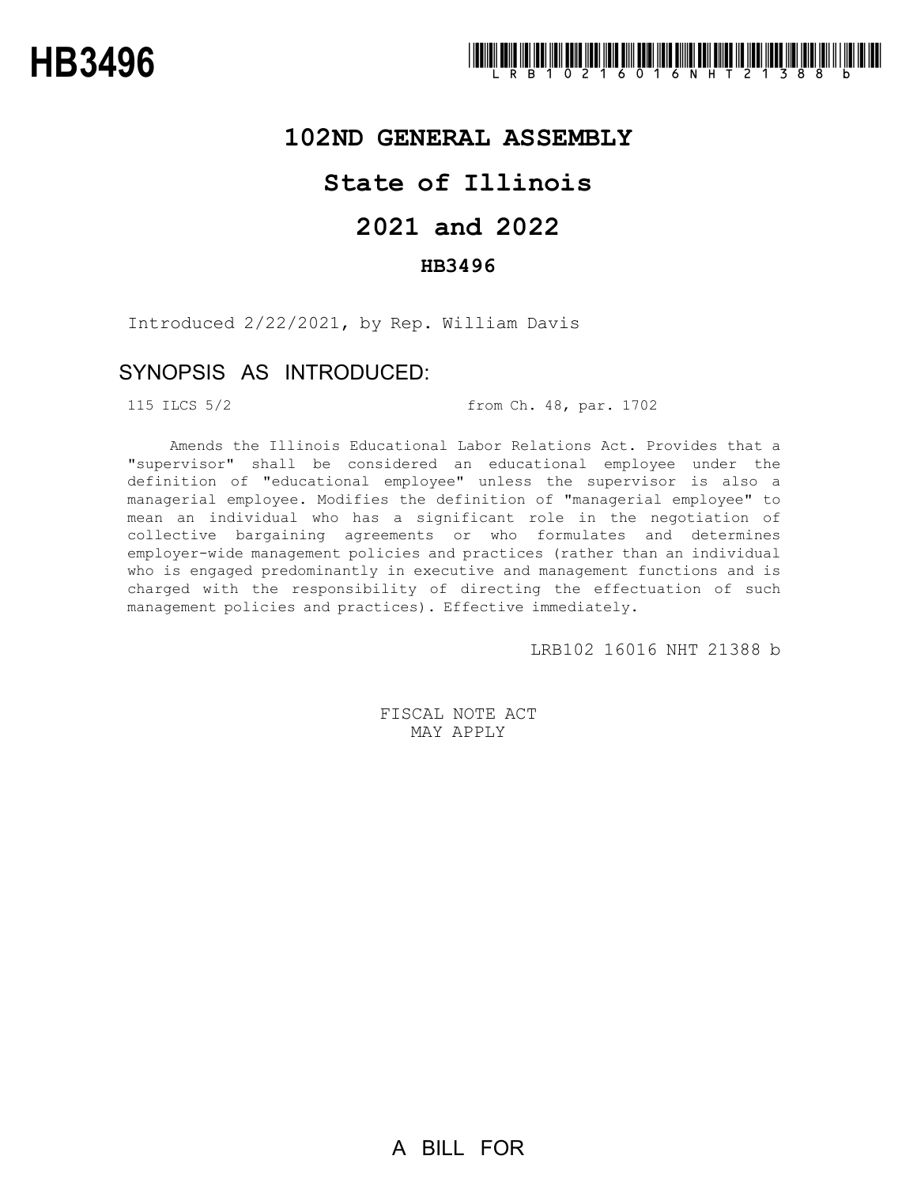# HB3496

LRB102 16016 NHT 21388 b

## 102ND GENERAL ASSEMBLY

## State of Illinois

## 2021 and 2022

### HB3496

Introduced 2/22/2021, by Rep. William Davis

### SYNOPSIS AS INTRODUCED:

115 ILCS 5/2 from Ch. 48, par. 1702

Amends the Illinois Educational Labor Relations Act. Provides that a "supervisor" shall be considered an educational employee under the definition of "educational employee" unless the supervisor is also a managerial employee. Modifies the definition of "managerial employee" to mean an individual who has a significant role in the negotiation of collective bargaining agreements or who formulates and determines employer-wide management policies and practices (rather than an individual who is engaged predominantly in executive and management functions and is charged with the responsibility of directing the effectuation of such management policies and practices). Effective immediately.

LRB102 16016 NHT 21388 b

FISCAL NOTE ACT
MAY APPLY

A BILL FOR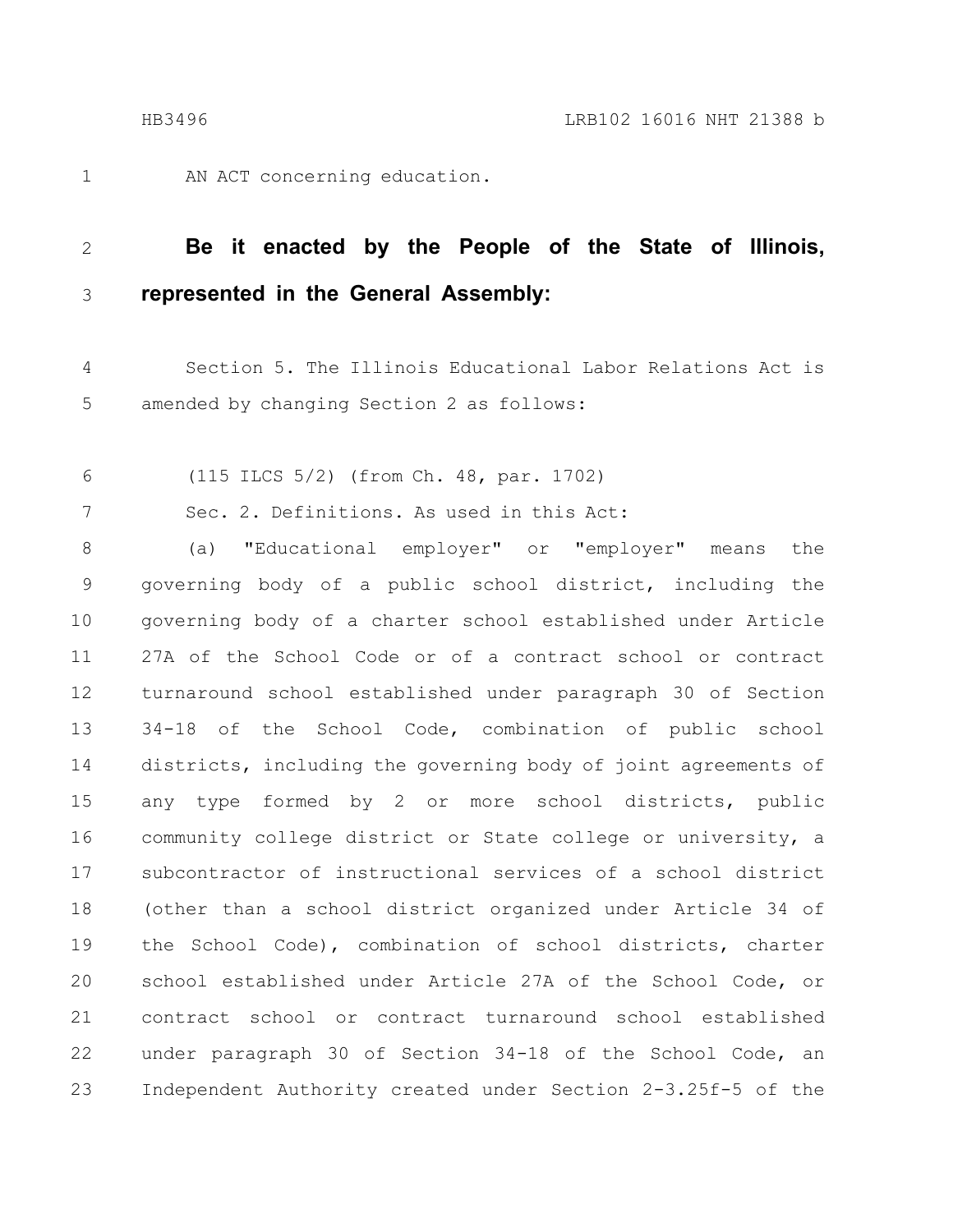AN ACT concerning education.

**Be it enacted by the People of the State of Illinois, represented in the General Assembly:**

Section 5. The Illinois Educational Labor Relations Act is amended by changing Section 2 as follows:

(115 ILCS 5/2) (from Ch. 48, par. 1702)

Sec. 2. Definitions. As used in this Act:

(a) "Educational employer" or "employer" means the governing body of a public school district, including the governing body of a charter school established under Article 27A of the School Code or of a contract school or contract turnaround school established under paragraph 30 of Section 34-18 of the School Code, combination of public school districts, including the governing body of joint agreements of any type formed by 2 or more school districts, public community college district or State college or university, a subcontractor of instructional services of a school district (other than a school district organized under Article 34 of the School Code), combination of school districts, charter school established under Article 27A of the School Code, or contract school or contract turnaround school established under paragraph 30 of Section 34-18 of the School Code, an Independent Authority created under Section 2-3.25f-5 of the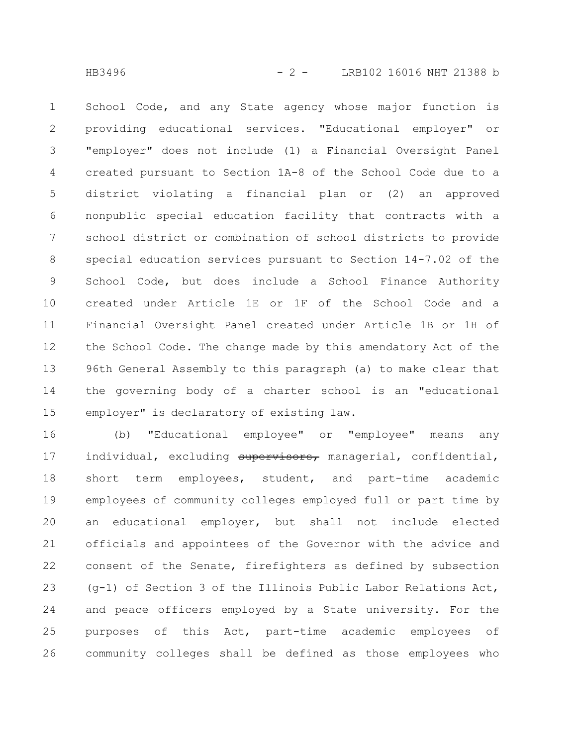School Code, and any State agency whose major function is providing educational services. "Educational employer" or "employer" does not include (1) a Financial Oversight Panel created pursuant to Section 1A-8 of the School Code due to a district violating a financial plan or (2) an approved nonpublic special education facility that contracts with a school district or combination of school districts to provide special education services pursuant to Section 14-7.02 of the School Code, but does include a School Finance Authority created under Article 1E or 1F of the School Code and a Financial Oversight Panel created under Article 1B or 1H of the School Code. The change made by this amendatory Act of the 96th General Assembly to this paragraph (a) to make clear that the governing body of a charter school is an "educational employer" is declaratory of existing law.

(b) "Educational employee" or "employee" means any individual, excluding ~~supervisors,~~ managerial, confidential, short term employees, student, and part-time academic employees of community colleges employed full or part time by an educational employer, but shall not include elected officials and appointees of the Governor with the advice and consent of the Senate, firefighters as defined by subsection (g-1) of Section 3 of the Illinois Public Labor Relations Act, and peace officers employed by a State university. For the purposes of this Act, part-time academic employees of community colleges shall be defined as those employees who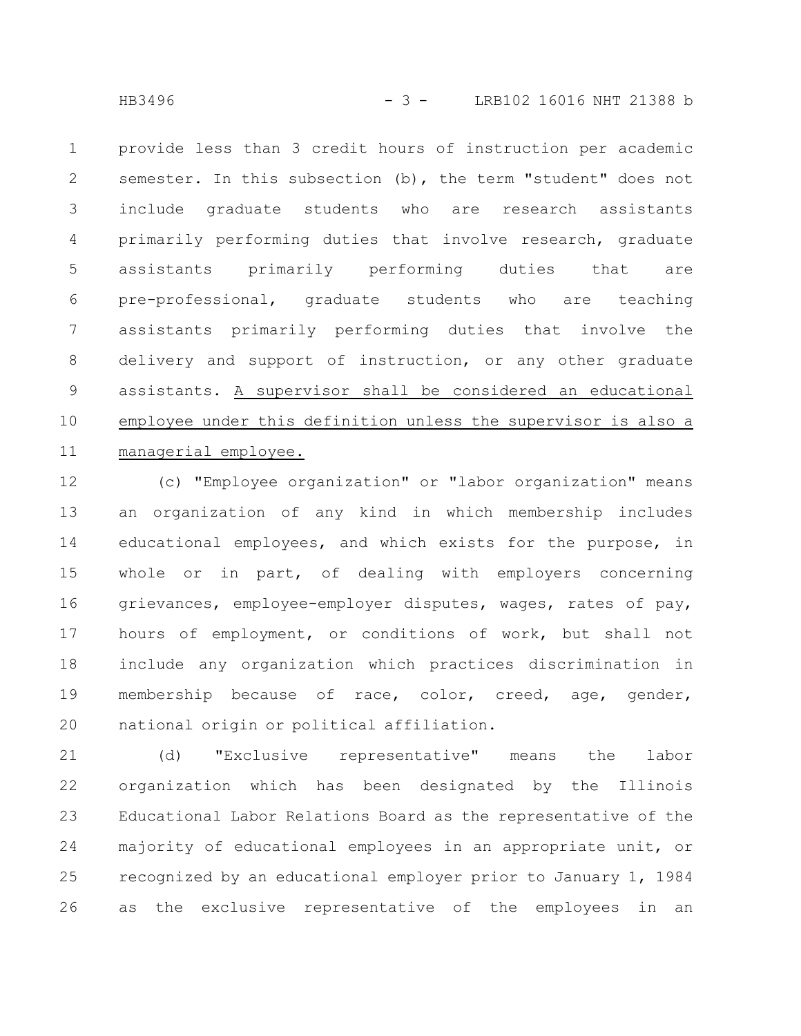provide less than 3 credit hours of instruction per academic semester. In this subsection (b), the term "student" does not include graduate students who are research assistants primarily performing duties that involve research, graduate assistants primarily performing duties that are pre-professional, graduate students who are teaching assistants primarily performing duties that involve the delivery and support of instruction, or any other graduate assistants. <u>A supervisor shall be considered an educational employee under this definition unless the supervisor is also a managerial employee.</u>

(c) "Employee organization" or "labor organization" means an organization of any kind in which membership includes educational employees, and which exists for the purpose, in whole or in part, of dealing with employers concerning grievances, employee-employer disputes, wages, rates of pay, hours of employment, or conditions of work, but shall not include any organization which practices discrimination in membership because of race, color, creed, age, gender, national origin or political affiliation.

(d) "Exclusive representative" means the labor organization which has been designated by the Illinois Educational Labor Relations Board as the representative of the majority of educational employees in an appropriate unit, or recognized by an educational employer prior to January 1, 1984 as the exclusive representative of the employees in an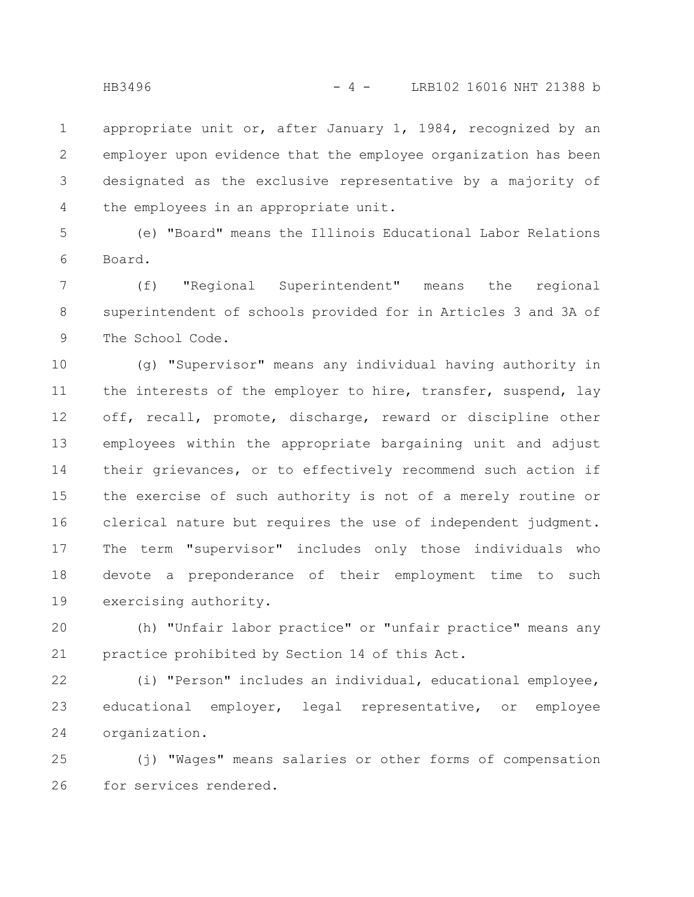appropriate unit or, after January 1, 1984, recognized by an employer upon evidence that the employee organization has been designated as the exclusive representative by a majority of the employees in an appropriate unit.

(e) "Board" means the Illinois Educational Labor Relations Board.

(f) "Regional Superintendent" means the regional superintendent of schools provided for in Articles 3 and 3A of The School Code.

(g) "Supervisor" means any individual having authority in the interests of the employer to hire, transfer, suspend, lay off, recall, promote, discharge, reward or discipline other employees within the appropriate bargaining unit and adjust their grievances, or to effectively recommend such action if the exercise of such authority is not of a merely routine or clerical nature but requires the use of independent judgment. The term "supervisor" includes only those individuals who devote a preponderance of their employment time to such exercising authority.

(h) "Unfair labor practice" or "unfair practice" means any practice prohibited by Section 14 of this Act.

(i) "Person" includes an individual, educational employee, educational employer, legal representative, or employee organization.

(j) "Wages" means salaries or other forms of compensation for services rendered.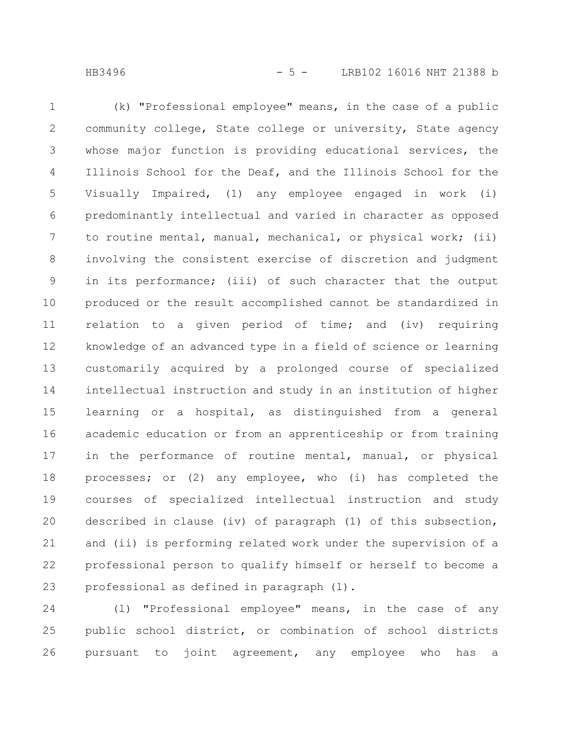(k) "Professional employee" means, in the case of a public community college, State college or university, State agency whose major function is providing educational services, the Illinois School for the Deaf, and the Illinois School for the Visually Impaired, (1) any employee engaged in work (i) predominantly intellectual and varied in character as opposed to routine mental, manual, mechanical, or physical work; (ii) involving the consistent exercise of discretion and judgment in its performance; (iii) of such character that the output produced or the result accomplished cannot be standardized in relation to a given period of time; and (iv) requiring knowledge of an advanced type in a field of science or learning customarily acquired by a prolonged course of specialized intellectual instruction and study in an institution of higher learning or a hospital, as distinguished from a general academic education or from an apprenticeship or from training in the performance of routine mental, manual, or physical processes; or (2) any employee, who (i) has completed the courses of specialized intellectual instruction and study described in clause (iv) of paragraph (1) of this subsection, and (ii) is performing related work under the supervision of a professional person to qualify himself or herself to become a professional as defined in paragraph (l).

(l) "Professional employee" means, in the case of any public school district, or combination of school districts pursuant to joint agreement, any employee who has a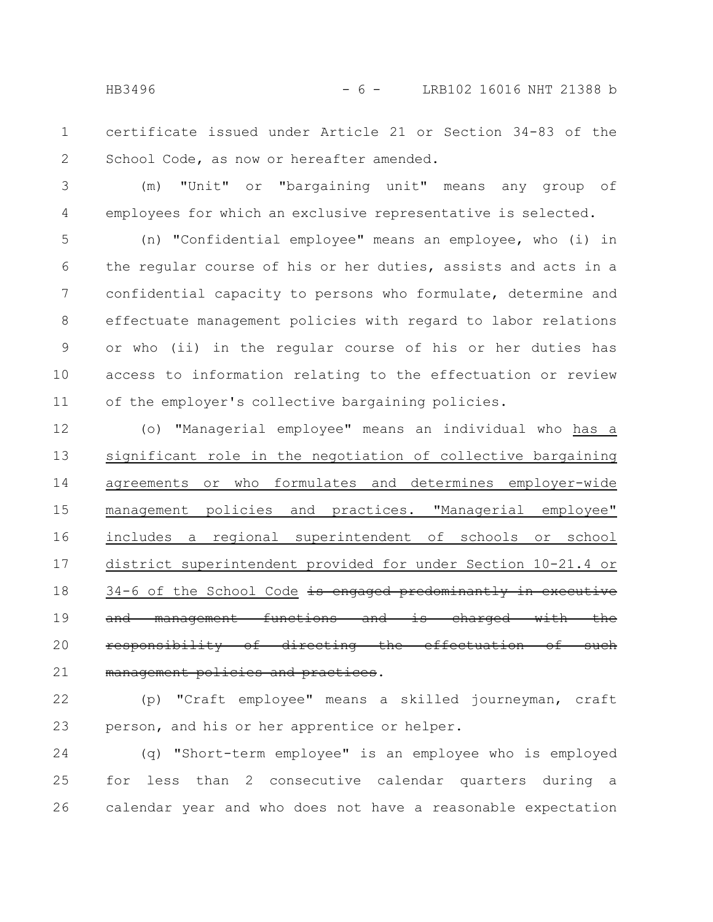certificate issued under Article 21 or Section 34-83 of the School Code, as now or hereafter amended.

(m) "Unit" or "bargaining unit" means any group of employees for which an exclusive representative is selected.

(n) "Confidential employee" means an employee, who (i) in the regular course of his or her duties, assists and acts in a confidential capacity to persons who formulate, determine and effectuate management policies with regard to labor relations or who (ii) in the regular course of his or her duties has access to information relating to the effectuation or review of the employer's collective bargaining policies.

(o) "Managerial employee" means an individual who <u>has a significant role in the negotiation of collective bargaining agreements or who formulates and determines employer-wide management policies and practices. "Managerial employee" includes a regional superintendent of schools or school district superintendent provided for under Section 10-21.4 or 34-6 of the School Code</u> ~~is engaged predominantly in executive and management functions and is charged with the responsibility of directing the effectuation of such management policies and practices~~.

(p) "Craft employee" means a skilled journeyman, craft person, and his or her apprentice or helper.

(q) "Short-term employee" is an employee who is employed for less than 2 consecutive calendar quarters during a calendar year and who does not have a reasonable expectation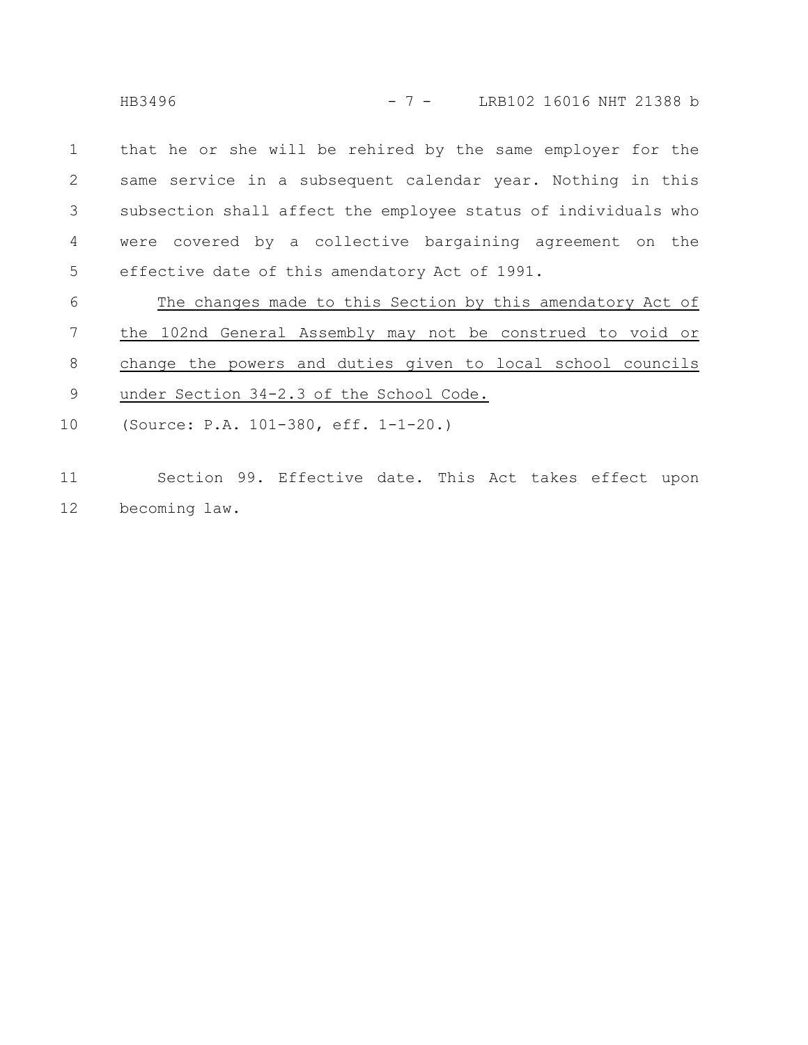that he or she will be rehired by the same employer for the same service in a subsequent calendar year. Nothing in this subsection shall affect the employee status of individuals who were covered by a collective bargaining agreement on the effective date of this amendatory Act of 1991.

<u>The changes made to this Section by this amendatory Act of the 102nd General Assembly may not be construed to void or change the powers and duties given to local school councils under Section 34-2.3 of the School Code.</u>

(Source: P.A. 101-380, eff. 1-1-20.)

Section 99. Effective date. This Act takes effect upon becoming law.